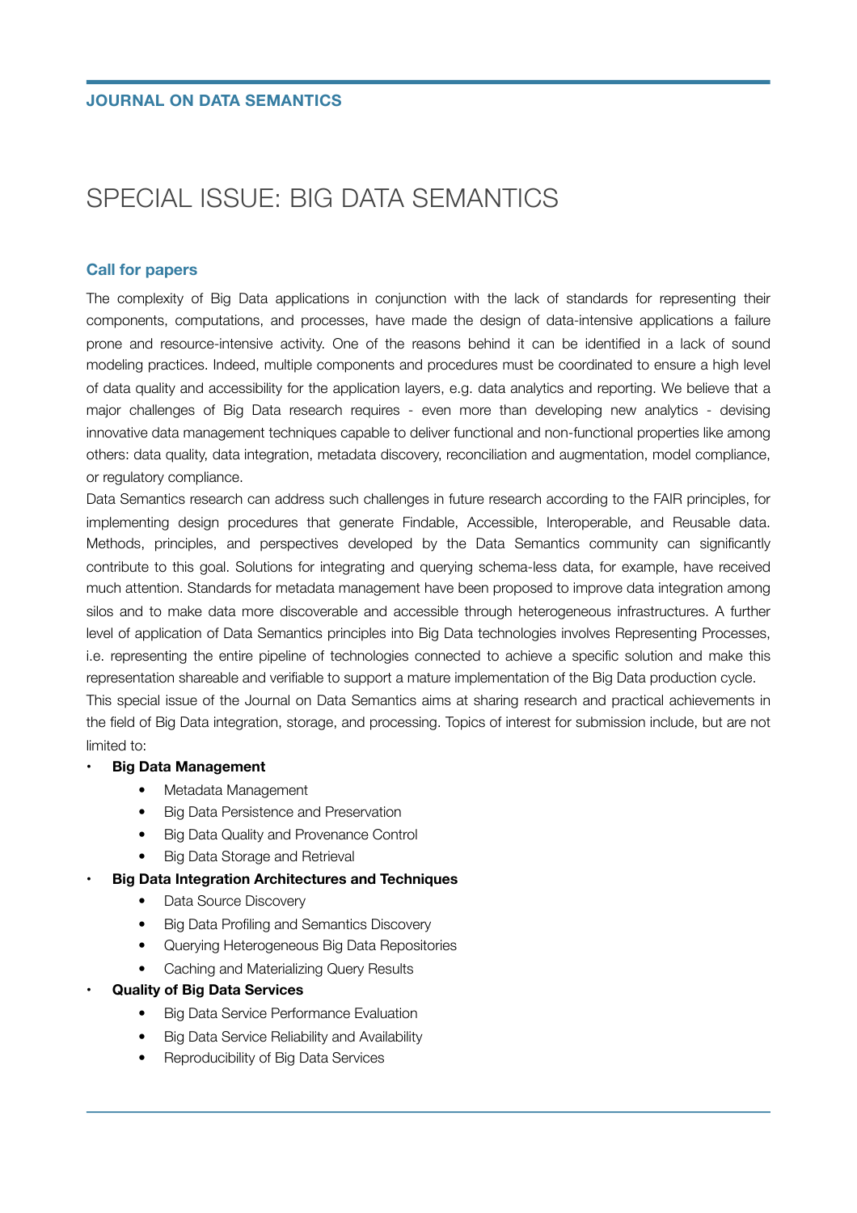**JOURNAL ON DATA SEMANTICS**

# SPECIAL ISSUE: BIG DATA SEMANTICS

## Call for papers

The complexity of Big Data applications in conjunction with the lack of standards for representing their components, computations, and processes, have made the design of data-intensive applications a failure prone and resource-intensive activity. One of the reasons behind it can be identified in a lack of sound modeling practices. Indeed, multiple components and procedures must be coordinated to ensure a high level of data quality and accessibility for the application layers, e.g. data analytics and reporting. We believe that a major challenges of Big Data research requires - even more than developing new analytics - devising innovative data management techniques capable to deliver functional and non-functional properties like among others: data quality, data integration, metadata discovery, reconciliation and augmentation, model compliance, or regulatory compliance.

Data Semantics research can address such challenges in future research according to the FAIR principles, for implementing design procedures that generate Findable, Accessible, Interoperable, and Reusable data. Methods, principles, and perspectives developed by the Data Semantics community can significantly contribute to this goal. Solutions for integrating and querying schema-less data, for example, have received much attention. Standards for metadata management have been proposed to improve data integration among silos and to make data more discoverable and accessible through heterogeneous infrastructures. A further level of application of Data Semantics principles into Big Data technologies involves Representing Processes, i.e. representing the entire pipeline of technologies connected to achieve a specific solution and make this representation shareable and verifiable to support a mature implementation of the Big Data production cycle.

This special issue of the Journal on Data Semantics aims at sharing research and practical achievements in the field of Big Data integration, storage, and processing. Topics of interest for submission include, but are not limited to:

- **Big Data Management**
  - Metadata Management
  - Big Data Persistence and Preservation
  - Big Data Quality and Provenance Control
  - Big Data Storage and Retrieval
- **Big Data Integration Architectures and Techniques**
  - Data Source Discovery
  - Big Data Profiling and Semantics Discovery
  - Querying Heterogeneous Big Data Repositories
  - Caching and Materializing Query Results
- **Quality of Big Data Services**
  - Big Data Service Performance Evaluation
  - Big Data Service Reliability and Availability
  - Reproducibility of Big Data Services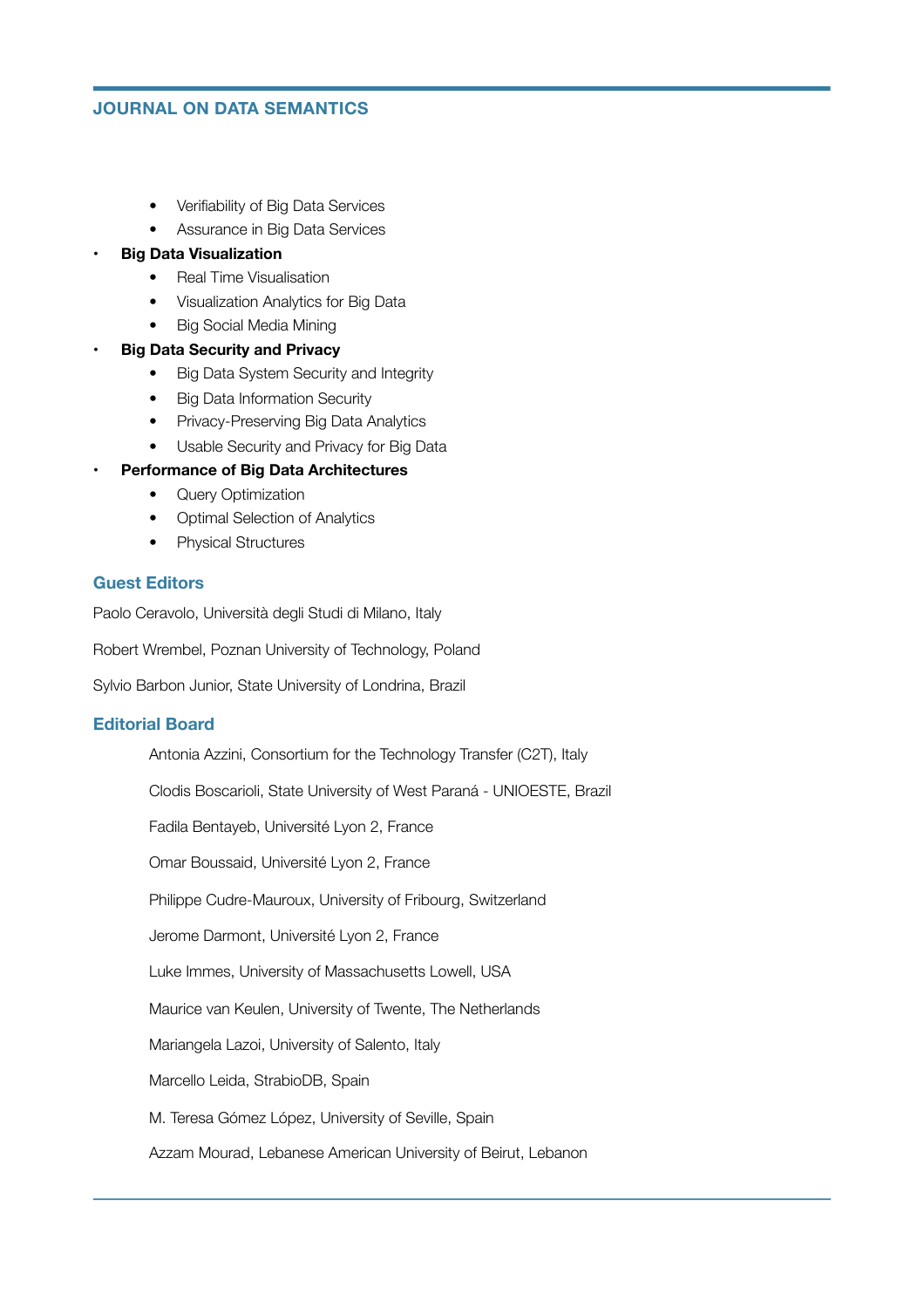- Verifiability of Big Data Services
  - Assurance in Big Data Services
- **Big Data Visualization**
  - Real Time Visualisation
  - Visualization Analytics for Big Data
  - Big Social Media Mining
- **Big Data Security and Privacy**
  - Big Data System Security and Integrity
  - Big Data Information Security
  - Privacy-Preserving Big Data Analytics
  - Usable Security and Privacy for Big Data
- **Performance of Big Data Architectures**
  - Query Optimization
  - Optimal Selection of Analytics
  - Physical Structures

## Guest Editors

Paolo Ceravolo, Università degli Studi di Milano, Italy

Robert Wrembel, Poznan University of Technology, Poland

Sylvio Barbon Junior, State University of Londrina, Brazil

## Editorial Board

Antonia Azzini, Consortium for the Technology Transfer (C2T), Italy

Clodis Boscarioli, State University of West Paraná - UNIOESTE, Brazil

Fadila Bentayeb, Université Lyon 2, France

Omar Boussaid, Université Lyon 2, France

Philippe Cudre-Mauroux, University of Fribourg, Switzerland

Jerome Darmont, Université Lyon 2, France

Luke Immes, University of Massachusetts Lowell, USA

Maurice van Keulen, University of Twente, The Netherlands

Mariangela Lazoi, University of Salento, Italy

Marcello Leida, StrabioDB, Spain

M. Teresa Gómez López, University of Seville, Spain

Azzam Mourad, Lebanese American University of Beirut, Lebanon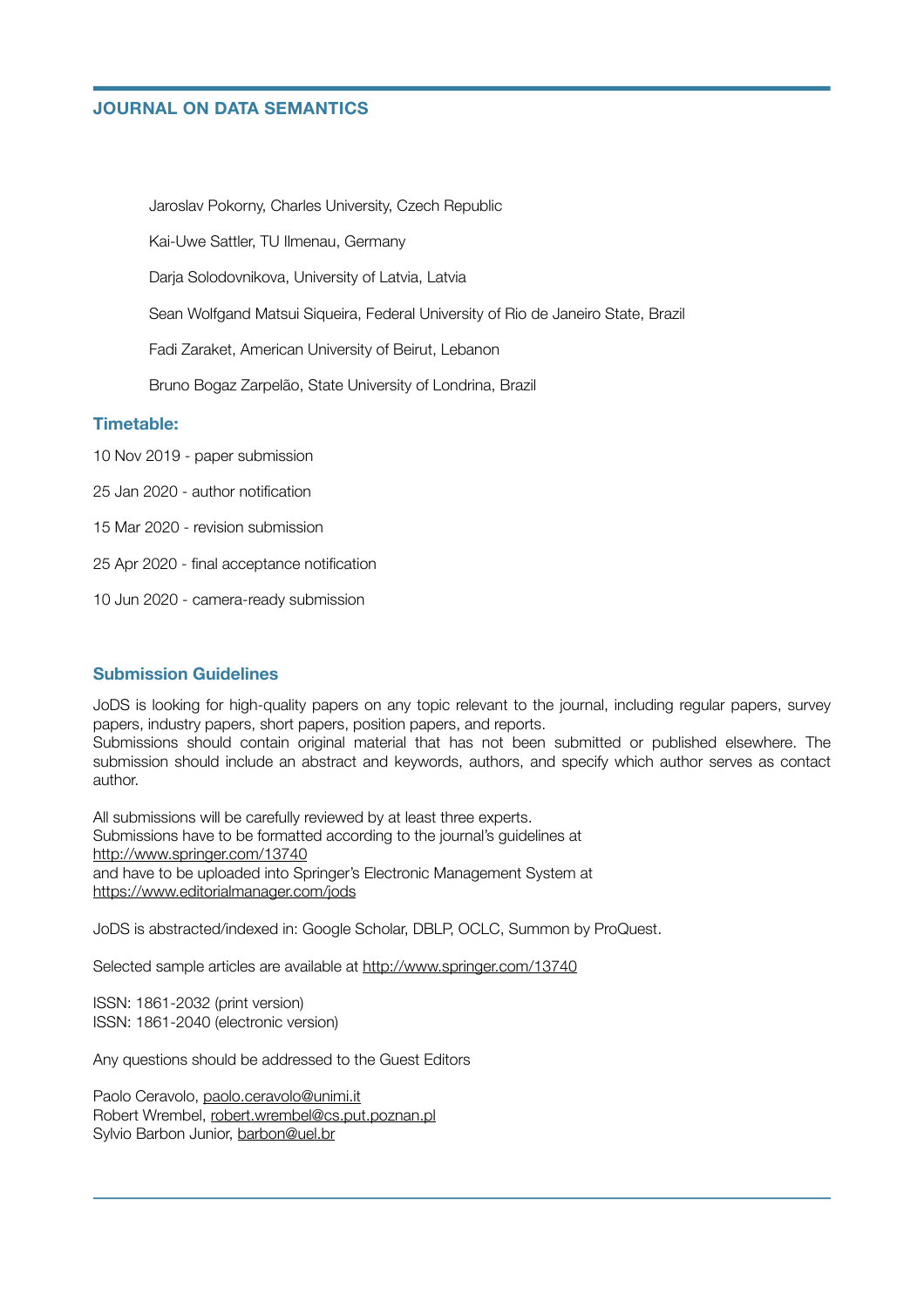Jaroslav Pokorny, Charles University, Czech Republic

Kai-Uwe Sattler, TU Ilmenau, Germany

Darja Solodovnikova, University of Latvia, Latvia

Sean Wolfgand Matsui Siqueira, Federal University of Rio de Janeiro State, Brazil

Fadi Zaraket, American University of Beirut, Lebanon

Bruno Bogaz Zarpelão, State University of Londrina, Brazil

## Timetable:

10 Nov 2019 - paper submission

25 Jan 2020 - author notification

15 Mar 2020 - revision submission

25 Apr 2020 - final acceptance notification

10 Jun 2020 - camera-ready submission

## Submission Guidelines

JoDS is looking for high-quality papers on any topic relevant to the journal, including regular papers, survey papers, industry papers, short papers, position papers, and reports.
Submissions should contain original material that has not been submitted or published elsewhere. The submission should include an abstract and keywords, authors, and specify which author serves as contact author.

All submissions will be carefully reviewed by at least three experts.
Submissions have to be formatted according to the journal's guidelines at
http://www.springer.com/13740
and have to be uploaded into Springer's Electronic Management System at
https://www.editorialmanager.com/jods

JoDS is abstracted/indexed in: Google Scholar, DBLP, OCLC, Summon by ProQuest.

Selected sample articles are available at http://www.springer.com/13740

ISSN: 1861-2032 (print version)
ISSN: 1861-2040 (electronic version)

Any questions should be addressed to the Guest Editors

Paolo Ceravolo, paolo.ceravolo@unimi.it
Robert Wrembel, robert.wrembel@cs.put.poznan.pl
Sylvio Barbon Junior, barbon@uel.br